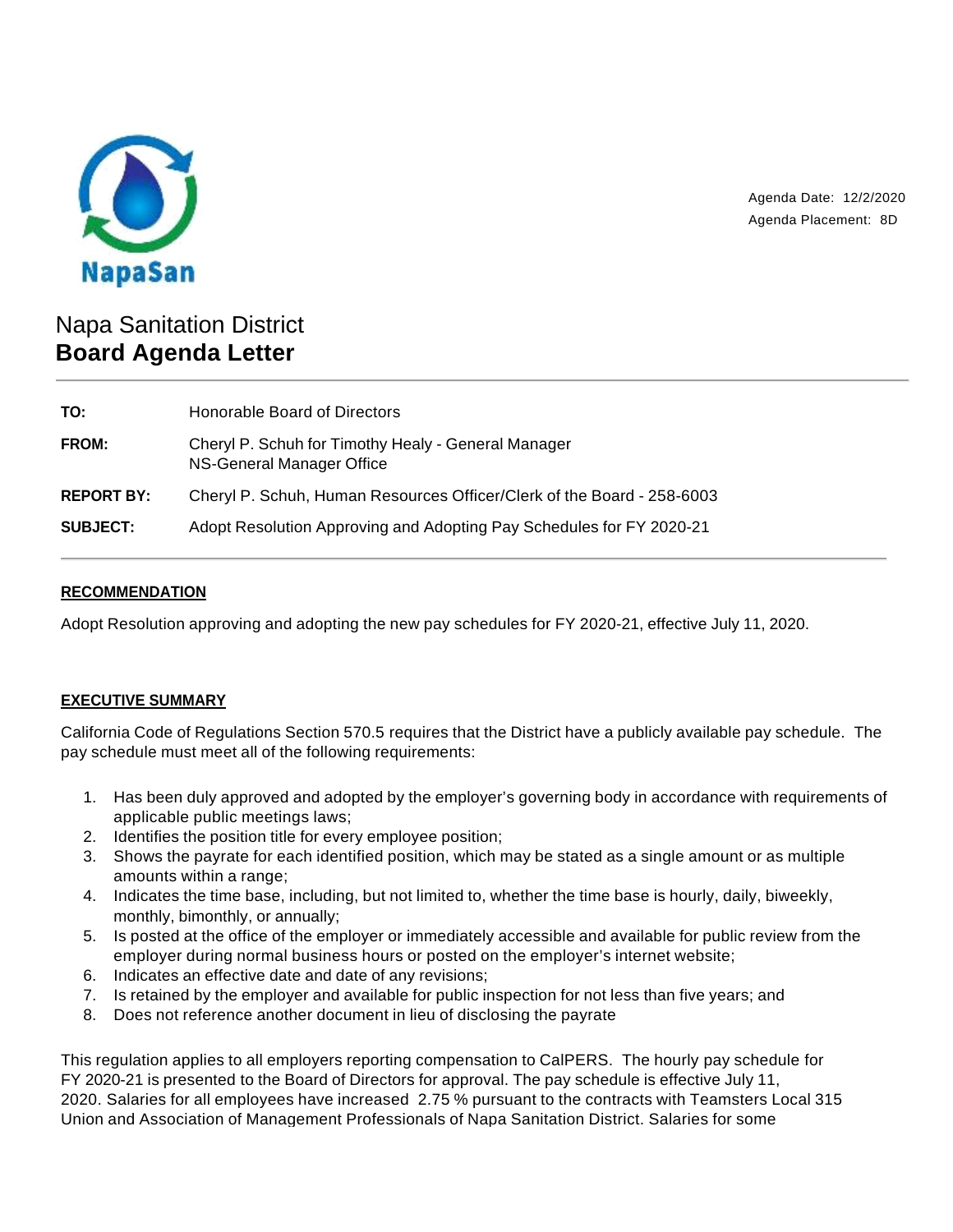NapaSan

Agenda Date: 12/2/2020
Agenda Placement: 8D

# Napa Sanitation District
# **Board Agenda Letter**

---

| | |
|---|---|
| **TO:** | Honorable Board of Directors |
| **FROM:** | Cheryl P. Schuh for Timothy Healy - General Manager<br>NS-General Manager Office |
| **REPORT BY:** | Cheryl P. Schuh, Human Resources Officer/Clerk of the Board - 258-6003 |
| **SUBJECT:** | Adopt Resolution Approving and Adopting Pay Schedules for FY 2020-21 |

---

## **RECOMMENDATION**

Adopt Resolution approving and adopting the new pay schedules for FY 2020-21, effective July 11, 2020.

## **EXECUTIVE SUMMARY**

California Code of Regulations Section 570.5 requires that the District have a publicly available pay schedule. The pay schedule must meet all of the following requirements:

1. Has been duly approved and adopted by the employer's governing body in accordance with requirements of applicable public meetings laws;
2. Identifies the position title for every employee position;
3. Shows the payrate for each identified position, which may be stated as a single amount or as multiple amounts within a range;
4. Indicates the time base, including, but not limited to, whether the time base is hourly, daily, biweekly, monthly, bimonthly, or annually;
5. Is posted at the office of the employer or immediately accessible and available for public review from the employer during normal business hours or posted on the employer's internet website;
6. Indicates an effective date and date of any revisions;
7. Is retained by the employer and available for public inspection for not less than five years; and
8. Does not reference another document in lieu of disclosing the payrate

This regulation applies to all employers reporting compensation to CalPERS. The hourly pay schedule for FY 2020-21 is presented to the Board of Directors for approval. The pay schedule is effective July 11, 2020. Salaries for all employees have increased 2.75 % pursuant to the contracts with Teamsters Local 315 Union and Association of Management Professionals of Napa Sanitation District. Salaries for some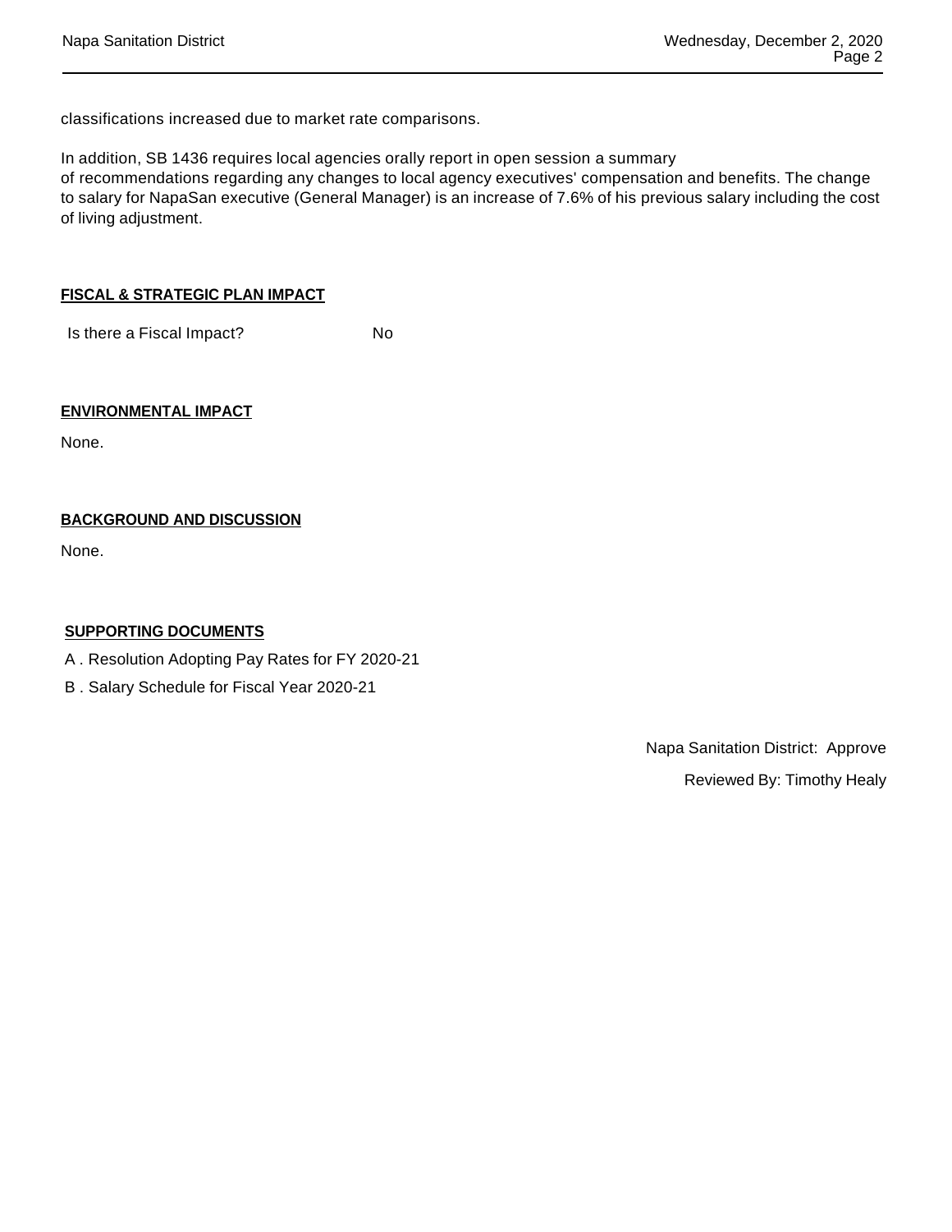classifications increased due to market rate comparisons.

In addition, SB 1436 requires local agencies orally report in open session a summary of recommendations regarding any changes to local agency executives' compensation and benefits. The change to salary for NapaSan executive (General Manager) is an increase of 7.6% of his previous salary including the cost of living adjustment.

**FISCAL & STRATEGIC PLAN IMPACT**

Is there a Fiscal Impact? No

**ENVIRONMENTAL IMPACT**

None.

**BACKGROUND AND DISCUSSION**

None.

**SUPPORTING DOCUMENTS**

A . Resolution Adopting Pay Rates for FY 2020-21

B . Salary Schedule for Fiscal Year 2020-21

Napa Sanitation District: Approve

Reviewed By: Timothy Healy